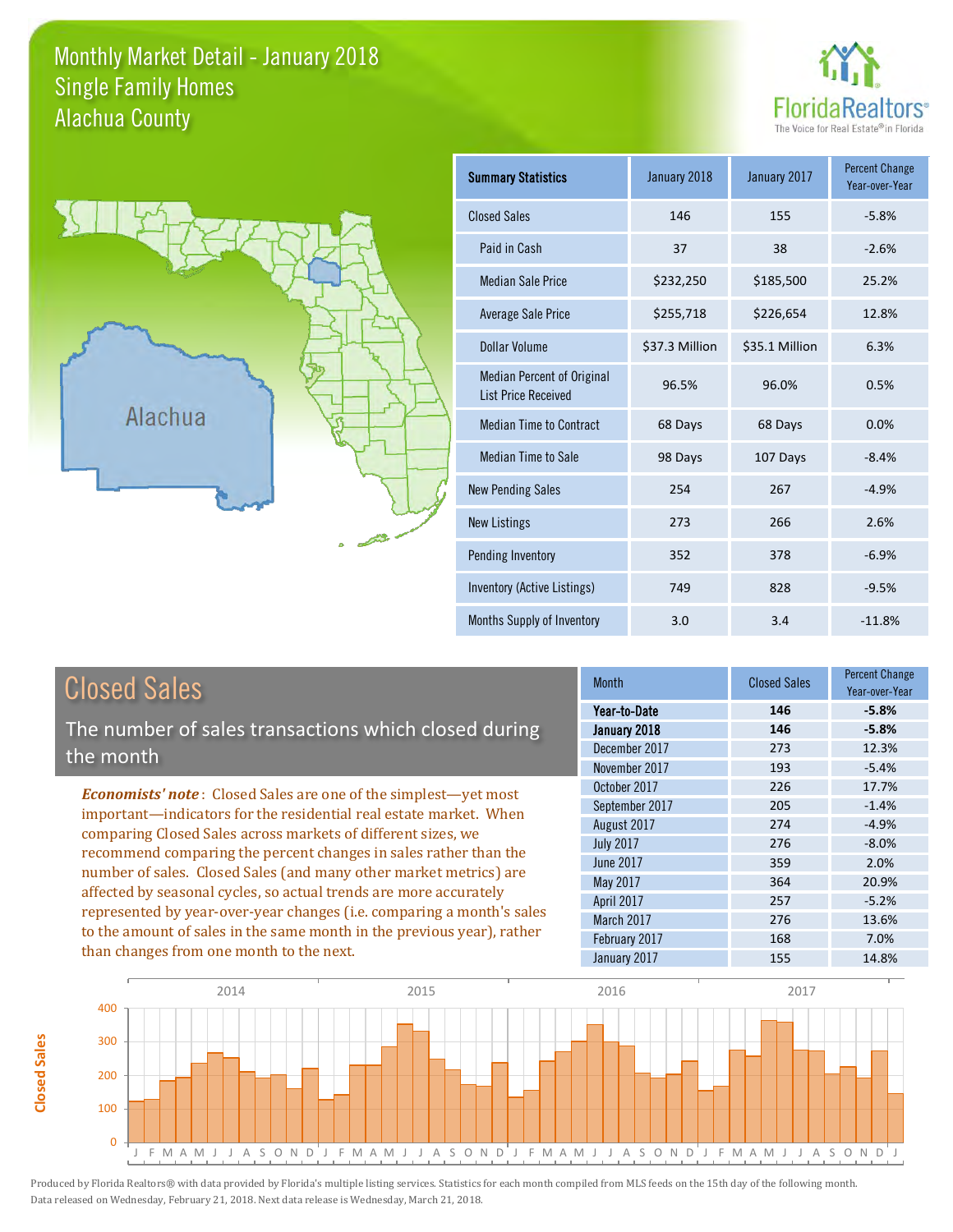# Monthly Market Detail - January 2018
## Single Family Homes
## Alachua County

FloridaRealtors®
The Voice for Real Estate® in Florida

| Summary Statistics | January 2018 | January 2017 | Percent Change Year-over-Year |
|---|---|---|---|
| Closed Sales | 146 | 155 | -5.8% |
| Paid in Cash | 37 | 38 | -2.6% |
| Median Sale Price | $232,250 | $185,500 | 25.2% |
| Average Sale Price | $255,718 | $226,654 | 12.8% |
| Dollar Volume | $37.3 Million | $35.1 Million | 6.3% |
| Median Percent of Original List Price Received | 96.5% | 96.0% | 0.5% |
| Median Time to Contract | 68 Days | 68 Days | 0.0% |
| Median Time to Sale | 98 Days | 107 Days | -8.4% |
| New Pending Sales | 254 | 267 | -4.9% |
| New Listings | 273 | 266 | 2.6% |
| Pending Inventory | 352 | 378 | -6.9% |
| Inventory (Active Listings) | 749 | 828 | -9.5% |
| Months Supply of Inventory | 3.0 | 3.4 | -11.8% |

## Closed Sales

The number of sales transactions which closed during the month

*Economists' note*: Closed Sales are one of the simplest—yet most important—indicators for the residential real estate market. When comparing Closed Sales across markets of different sizes, we recommend comparing the percent changes in sales rather than the number of sales. Closed Sales (and many other market metrics) are affected by seasonal cycles, so actual trends are more accurately represented by year-over-year changes (i.e. comparing a month's sales to the amount of sales in the same month in the previous year), rather than changes from one month to the next.

| Month | Closed Sales | Percent Change Year-over-Year |
|---|---|---|
| **Year-to-Date** | **146** | **-5.8%** |
| **January 2018** | **146** | **-5.8%** |
| December 2017 | 273 | 12.3% |
| November 2017 | 193 | -5.4% |
| October 2017 | 226 | 17.7% |
| September 2017 | 205 | -1.4% |
| August 2017 | 274 | -4.9% |
| July 2017 | 276 | -8.0% |
| June 2017 | 359 | 2.0% |
| May 2017 | 364 | 20.9% |
| April 2017 | 257 | -5.2% |
| March 2017 | 276 | 13.6% |
| February 2017 | 168 | 7.0% |
| January 2017 | 155 | 14.8% |

Produced by Florida Realtors® with data provided by Florida's multiple listing services. Statistics for each month compiled from MLS feeds on the 15th day of the following month. Data released on Wednesday, February 21, 2018. Next data release is Wednesday, March 21, 2018.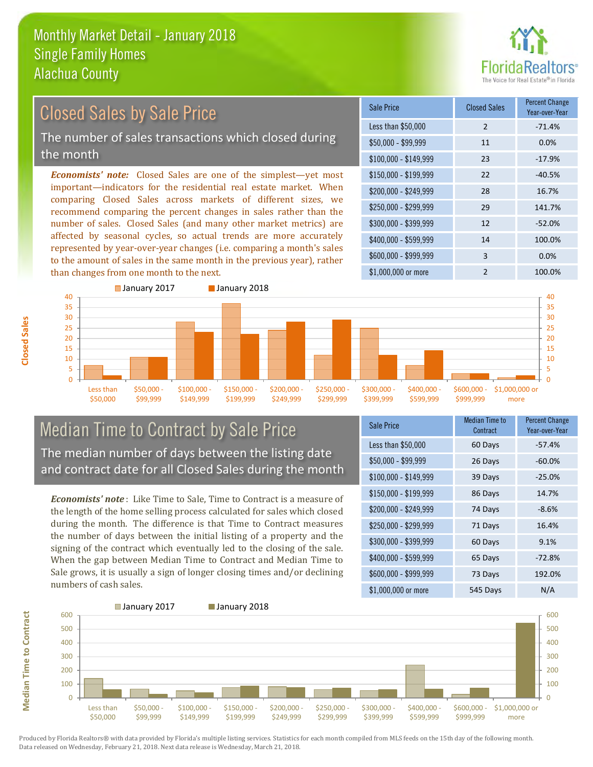# Monthly Market Detail - January 2018
## Single Family Homes
## Alachua County

## Closed Sales by Sale Price

The number of sales transactions which closed during the month

***Economists' note:*** Closed Sales are one of the simplest—yet most important—indicators for the residential real estate market. When comparing Closed Sales across markets of different sizes, we recommend comparing the percent changes in sales rather than the number of sales. Closed Sales (and many other market metrics) are affected by seasonal cycles, so actual trends are more accurately represented by year-over-year changes (i.e. comparing a month's sales to the amount of sales in the same month in the previous year), rather than changes from one month to the next.

| Sale Price | Closed Sales | Percent Change Year-over-Year |
|---|---|---|
| Less than $50,000 | 2 | -71.4% |
| $50,000 - $99,999 | 11 | 0.0% |
| $100,000 - $149,999 | 23 | -17.9% |
| $150,000 - $199,999 | 22 | -40.5% |
| $200,000 - $249,999 | 28 | 16.7% |
| $250,000 - $299,999 | 29 | 141.7% |
| $300,000 - $399,999 | 12 | -52.0% |
| $400,000 - $599,999 | 14 | 100.0% |
| $600,000 - $999,999 | 3 | 0.0% |
| $1,000,000 or more | 2 | 100.0% |

## Median Time to Contract by Sale Price

The median number of days between the listing date and contract date for all Closed Sales during the month

***Economists' note*** : Like Time to Sale, Time to Contract is a measure of the length of the home selling process calculated for sales which closed during the month. The difference is that Time to Contract measures the number of days between the initial listing of a property and the signing of the contract which eventually led to the closing of the sale. When the gap between Median Time to Contract and Median Time to Sale grows, it is usually a sign of longer closing times and/or declining numbers of cash sales.

| Sale Price | Median Time to Contract | Percent Change Year-over-Year |
|---|---|---|
| Less than $50,000 | 60 Days | -57.4% |
| $50,000 - $99,999 | 26 Days | -60.0% |
| $100,000 - $149,999 | 39 Days | -25.0% |
| $150,000 - $199,999 | 86 Days | 14.7% |
| $200,000 - $249,999 | 74 Days | -8.6% |
| $250,000 - $299,999 | 71 Days | 16.4% |
| $300,000 - $399,999 | 60 Days | 9.1% |
| $400,000 - $599,999 | 65 Days | -72.8% |
| $600,000 - $999,999 | 73 Days | 192.0% |
| $1,000,000 or more | 545 Days | N/A |

Produced by Florida Realtors® with data provided by Florida's multiple listing services. Statistics for each month compiled from MLS feeds on the 15th day of the following month. Data released on Wednesday, February 21, 2018. Next data release is Wednesday, March 21, 2018.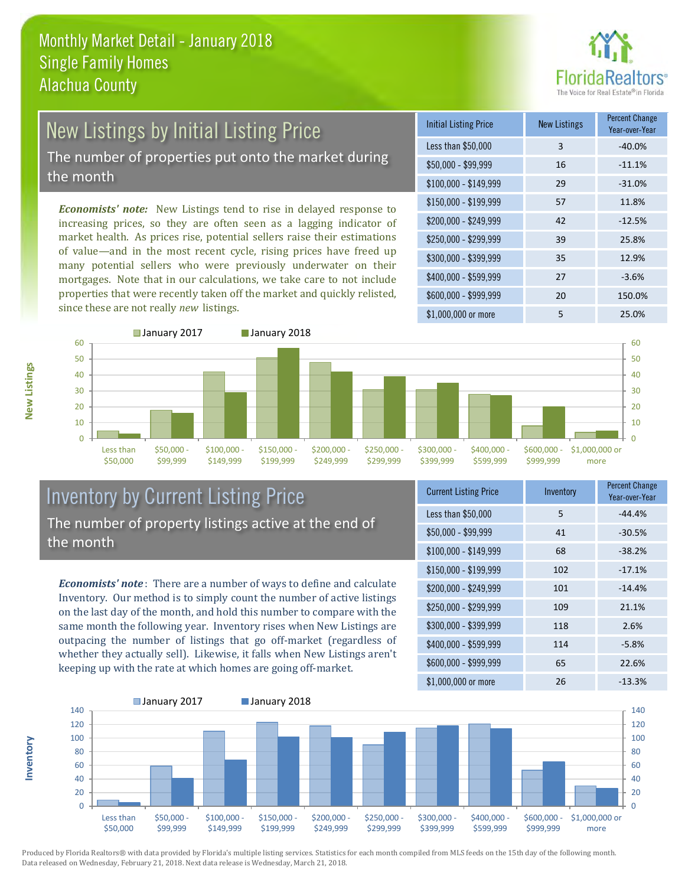# Monthly Market Detail - January 2018
## Single Family Homes
## Alachua County

## New Listings by Initial Listing Price

The number of properties put onto the market during the month

*Economists' note:* New Listings tend to rise in delayed response to increasing prices, so they are often seen as a lagging indicator of market health. As prices rise, potential sellers raise their estimations of value—and in the most recent cycle, rising prices have freed up many potential sellers who were previously underwater on their mortgages. Note that in our calculations, we take care to not include properties that were recently taken off the market and quickly relisted, since these are not really *new* listings.

| Initial Listing Price | New Listings | Percent Change Year-over-Year |
|---|---|---|
| Less than $50,000 | 3 | -40.0% |
| $50,000 - $99,999 | 16 | -11.1% |
| $100,000 - $149,999 | 29 | -31.0% |
| $150,000 - $199,999 | 57 | 11.8% |
| $200,000 - $249,999 | 42 | -12.5% |
| $250,000 - $299,999 | 39 | 25.8% |
| $300,000 - $399,999 | 35 | 12.9% |
| $400,000 - $599,999 | 27 | -3.6% |
| $600,000 - $999,999 | 20 | 150.0% |
| $1,000,000 or more | 5 | 25.0% |

## Inventory by Current Listing Price

The number of property listings active at the end of the month

*Economists' note*: There are a number of ways to define and calculate Inventory. Our method is to simply count the number of active listings on the last day of the month, and hold this number to compare with the same month the following year. Inventory rises when New Listings are outpacing the number of listings that go off-market (regardless of whether they actually sell). Likewise, it falls when New Listings aren't keeping up with the rate at which homes are going off-market.

| Current Listing Price | Inventory | Percent Change Year-over-Year |
|---|---|---|
| Less than $50,000 | 5 | -44.4% |
| $50,000 - $99,999 | 41 | -30.5% |
| $100,000 - $149,999 | 68 | -38.2% |
| $150,000 - $199,999 | 102 | -17.1% |
| $200,000 - $249,999 | 101 | -14.4% |
| $250,000 - $299,999 | 109 | 21.1% |
| $300,000 - $399,999 | 118 | 2.6% |
| $400,000 - $599,999 | 114 | -5.8% |
| $600,000 - $999,999 | 65 | 22.6% |
| $1,000,000 or more | 26 | -13.3% |

Produced by Florida Realtors® with data provided by Florida's multiple listing services. Statistics for each month compiled from MLS feeds on the 15th day of the following month. Data released on Wednesday, February 21, 2018. Next data release is Wednesday, March 21, 2018.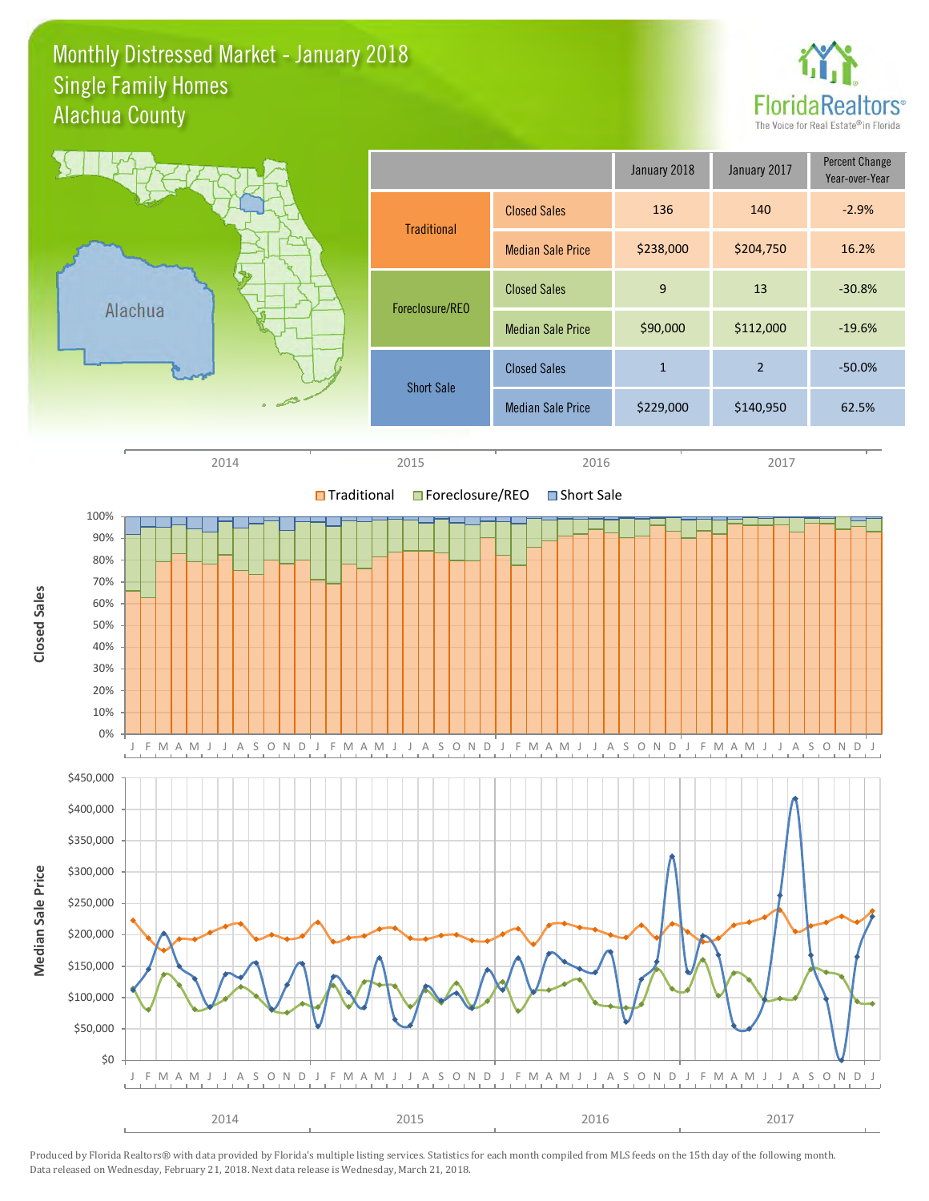# Monthly Distressed Market - January 2018
## Single Family Homes
## Alachua County

| | | January 2018 | January 2017 | Percent Change Year-over-Year |
|---|---|---|---|---|
| Traditional | Closed Sales | 136 | 140 | -2.9% |
| | Median Sale Price | $238,000 | $204,750 | 16.2% |
| Foreclosure/REO | Closed Sales | 9 | 13 | -30.8% |
| | Median Sale Price | $90,000 | $112,000 | -19.6% |
| Short Sale | Closed Sales | 1 | 2 | -50.0% |
| | Median Sale Price | $229,000 | $140,950 | 62.5% |

Produced by Florida Realtors® with data provided by Florida's multiple listing services. Statistics for each month compiled from MLS feeds on the 15th day of the following month. Data released on Wednesday, February 21, 2018. Next data release is Wednesday, March 21, 2018.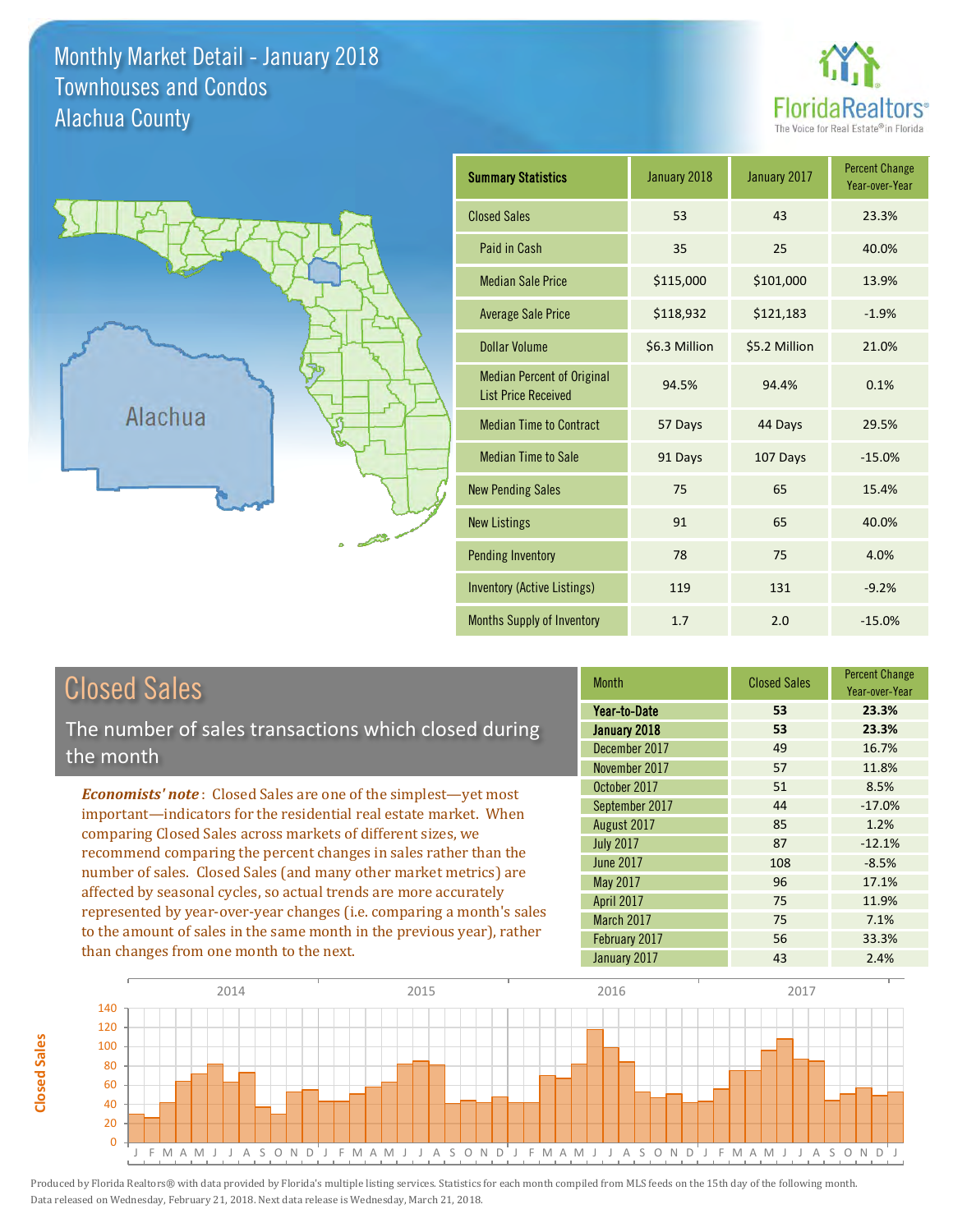# Monthly Market Detail - January 2018
## Townhouses and Condos
## Alachua County

| Summary Statistics | January 2018 | January 2017 | Percent Change Year-over-Year |
|---|---|---|---|
| Closed Sales | 53 | 43 | 23.3% |
| Paid in Cash | 35 | 25 | 40.0% |
| Median Sale Price | $115,000 | $101,000 | 13.9% |
| Average Sale Price | $118,932 | $121,183 | -1.9% |
| Dollar Volume | $6.3 Million | $5.2 Million | 21.0% |
| Median Percent of Original List Price Received | 94.5% | 94.4% | 0.1% |
| Median Time to Contract | 57 Days | 44 Days | 29.5% |
| Median Time to Sale | 91 Days | 107 Days | -15.0% |
| New Pending Sales | 75 | 65 | 15.4% |
| New Listings | 91 | 65 | 40.0% |
| Pending Inventory | 78 | 75 | 4.0% |
| Inventory (Active Listings) | 119 | 131 | -9.2% |
| Months Supply of Inventory | 1.7 | 2.0 | -15.0% |

## Closed Sales

The number of sales transactions which closed during the month

***Economists' note***: Closed Sales are one of the simplest—yet most important—indicators for the residential real estate market. When comparing Closed Sales across markets of different sizes, we recommend comparing the percent changes in sales rather than the number of sales. Closed Sales (and many other market metrics) are affected by seasonal cycles, so actual trends are more accurately represented by year-over-year changes (i.e. comparing a month's sales to the amount of sales in the same month in the previous year), rather than changes from one month to the next.

| Month | Closed Sales | Percent Change Year-over-Year |
|---|---|---|
| **Year-to-Date** | **53** | **23.3%** |
| **January 2018** | **53** | **23.3%** |
| December 2017 | 49 | 16.7% |
| November 2017 | 57 | 11.8% |
| October 2017 | 51 | 8.5% |
| September 2017 | 44 | -17.0% |
| August 2017 | 85 | 1.2% |
| July 2017 | 87 | -12.1% |
| June 2017 | 108 | -8.5% |
| May 2017 | 96 | 17.1% |
| April 2017 | 75 | 11.9% |
| March 2017 | 75 | 7.1% |
| February 2017 | 56 | 33.3% |
| January 2017 | 43 | 2.4% |

Produced by Florida Realtors® with data provided by Florida's multiple listing services. Statistics for each month compiled from MLS feeds on the 15th day of the following month. Data released on Wednesday, February 21, 2018. Next data release is Wednesday, March 21, 2018.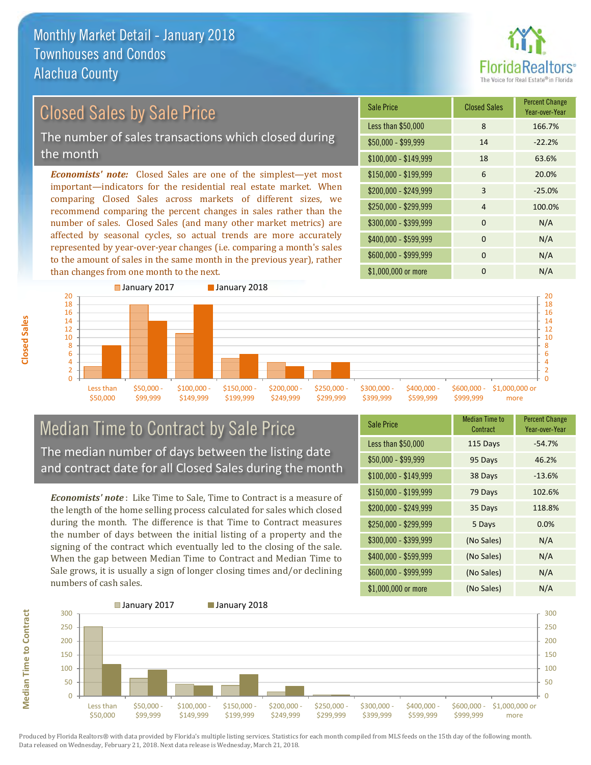# Monthly Market Detail - January 2018
## Townhouses and Condos
## Alachua County

## Closed Sales by Sale Price

The number of sales transactions which closed during the month

***Economists' note:*** Closed Sales are one of the simplest—yet most important—indicators for the residential real estate market. When comparing Closed Sales across markets of different sizes, we recommend comparing the percent changes in sales rather than the number of sales. Closed Sales (and many other market metrics) are affected by seasonal cycles, so actual trends are more accurately represented by year-over-year changes (i.e. comparing a month's sales to the amount of sales in the same month in the previous year), rather than changes from one month to the next.

| Sale Price | Closed Sales | Percent Change Year-over-Year |
|---|---|---|
| Less than $50,000 | 8 | 166.7% |
| $50,000 - $99,999 | 14 | -22.2% |
| $100,000 - $149,999 | 18 | 63.6% |
| $150,000 - $199,999 | 6 | 20.0% |
| $200,000 - $249,999 | 3 | -25.0% |
| $250,000 - $299,999 | 4 | 100.0% |
| $300,000 - $399,999 | 0 | N/A |
| $400,000 - $599,999 | 0 | N/A |
| $600,000 - $999,999 | 0 | N/A |
| $1,000,000 or more | 0 | N/A |

## Median Time to Contract by Sale Price

The median number of days between the listing date and contract date for all Closed Sales during the month

***Economists' note*:** Like Time to Sale, Time to Contract is a measure of the length of the home selling process calculated for sales which closed during the month. The difference is that Time to Contract measures the number of days between the initial listing of a property and the signing of the contract which eventually led to the closing of the sale. When the gap between Median Time to Contract and Median Time to Sale grows, it is usually a sign of longer closing times and/or declining numbers of cash sales.

| Sale Price | Median Time to Contract | Percent Change Year-over-Year |
|---|---|---|
| Less than $50,000 | 115 Days | -54.7% |
| $50,000 - $99,999 | 95 Days | 46.2% |
| $100,000 - $149,999 | 38 Days | -13.6% |
| $150,000 - $199,999 | 79 Days | 102.6% |
| $200,000 - $249,999 | 35 Days | 118.8% |
| $250,000 - $299,999 | 5 Days | 0.0% |
| $300,000 - $399,999 | (No Sales) | N/A |
| $400,000 - $599,999 | (No Sales) | N/A |
| $600,000 - $999,999 | (No Sales) | N/A |
| $1,000,000 or more | (No Sales) | N/A |

Produced by Florida Realtors® with data provided by Florida's multiple listing services. Statistics for each month compiled from MLS feeds on the 15th day of the following month. Data released on Wednesday, February 21, 2018. Next data release is Wednesday, March 21, 2018.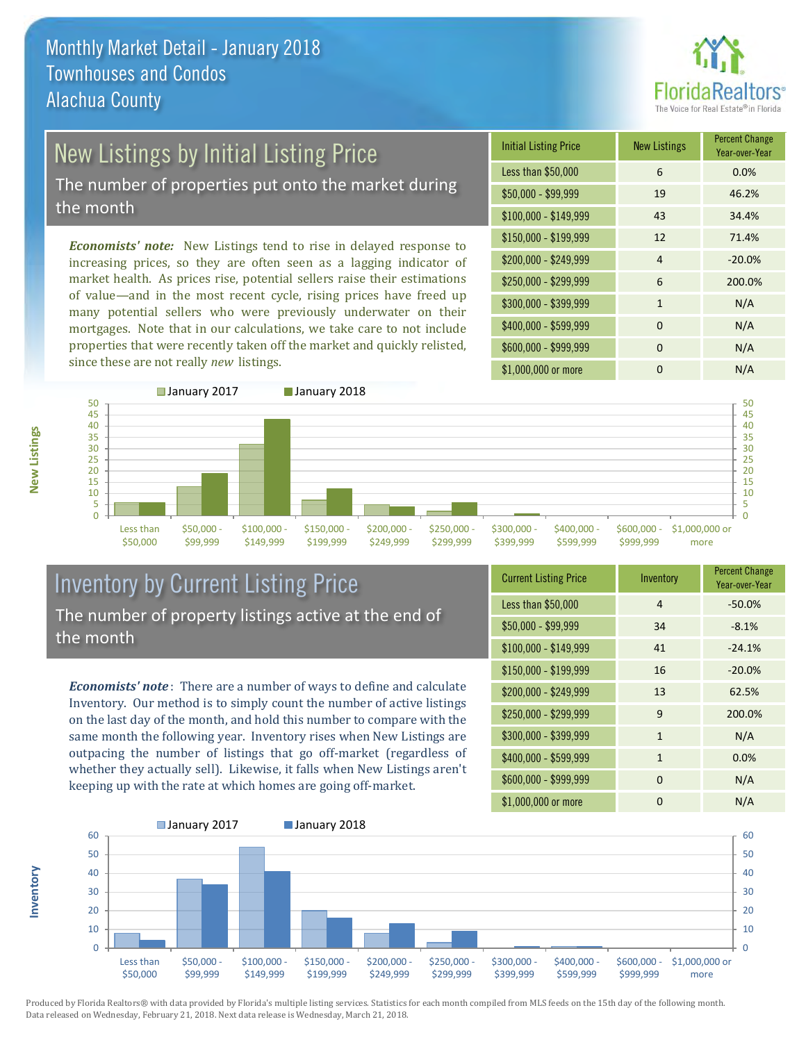# Monthly Market Detail - January 2018
## Townhouses and Condos
## Alachua County

## New Listings by Initial Listing Price

The number of properties put onto the market during the month

***Economists' note:*** New Listings tend to rise in delayed response to increasing prices, so they are often seen as a lagging indicator of market health. As prices rise, potential sellers raise their estimations of value—and in the most recent cycle, rising prices have freed up many potential sellers who were previously underwater on their mortgages. Note that in our calculations, we take care to not include properties that were recently taken off the market and quickly relisted, since these are not really *new* listings.

| Initial Listing Price | New Listings | Percent Change Year-over-Year |
|---|---|---|
| Less than $50,000 | 6 | 0.0% |
| $50,000 - $99,999 | 19 | 46.2% |
| $100,000 - $149,999 | 43 | 34.4% |
| $150,000 - $199,999 | 12 | 71.4% |
| $200,000 - $249,999 | 4 | -20.0% |
| $250,000 - $299,999 | 6 | 200.0% |
| $300,000 - $399,999 | 1 | N/A |
| $400,000 - $599,999 | 0 | N/A |
| $600,000 - $999,999 | 0 | N/A |
| $1,000,000 or more | 0 | N/A |

## Inventory by Current Listing Price

The number of property listings active at the end of the month

***Economists' note***: There are a number of ways to define and calculate Inventory. Our method is to simply count the number of active listings on the last day of the month, and hold this number to compare with the same month the following year. Inventory rises when New Listings are outpacing the number of listings that go off-market (regardless of whether they actually sell). Likewise, it falls when New Listings aren't keeping up with the rate at which homes are going off-market.

| Current Listing Price | Inventory | Percent Change Year-over-Year |
|---|---|---|
| Less than $50,000 | 4 | -50.0% |
| $50,000 - $99,999 | 34 | -8.1% |
| $100,000 - $149,999 | 41 | -24.1% |
| $150,000 - $199,999 | 16 | -20.0% |
| $200,000 - $249,999 | 13 | 62.5% |
| $250,000 - $299,999 | 9 | 200.0% |
| $300,000 - $399,999 | 1 | N/A |
| $400,000 - $599,999 | 1 | 0.0% |
| $600,000 - $999,999 | 0 | N/A |
| $1,000,000 or more | 0 | N/A |

Produced by Florida Realtors® with data provided by Florida's multiple listing services. Statistics for each month compiled from MLS feeds on the 15th day of the following month. Data released on Wednesday, February 21, 2018. Next data release is Wednesday, March 21, 2018.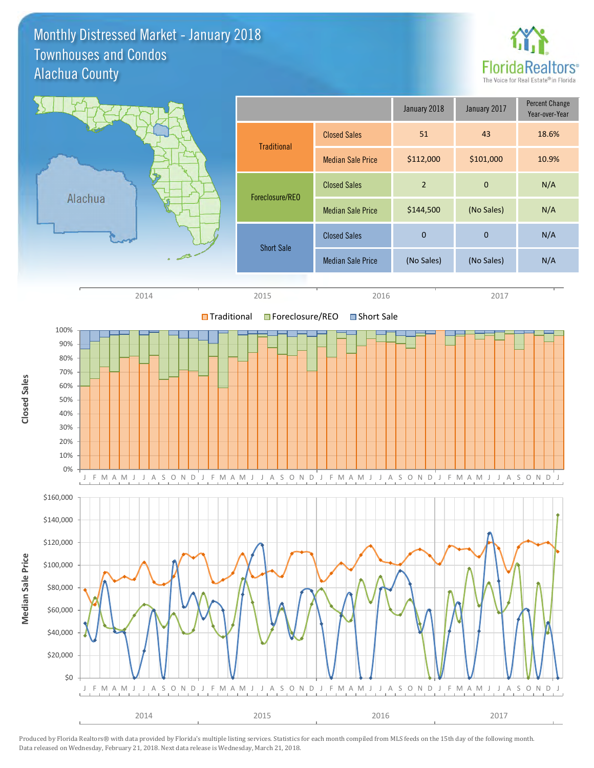# Monthly Distressed Market - January 2018
## Townhouses and Condos
## Alachua County

| | | January 2018 | January 2017 | Percent Change Year-over-Year |
|---|---|---|---|---|
| Traditional | Closed Sales | 51 | 43 | 18.6% |
| | Median Sale Price | $112,000 | $101,000 | 10.9% |
| Foreclosure/REO | Closed Sales | 2 | 0 | N/A |
| | Median Sale Price | $144,500 | (No Sales) | N/A |
| Short Sale | Closed Sales | 0 | 0 | N/A |
| | Median Sale Price | (No Sales) | (No Sales) | N/A |

Produced by Florida Realtors® with data provided by Florida's multiple listing services. Statistics for each month compiled from MLS feeds on the 15th day of the following month. Data released on Wednesday, February 21, 2018. Next data release is Wednesday, March 21, 2018.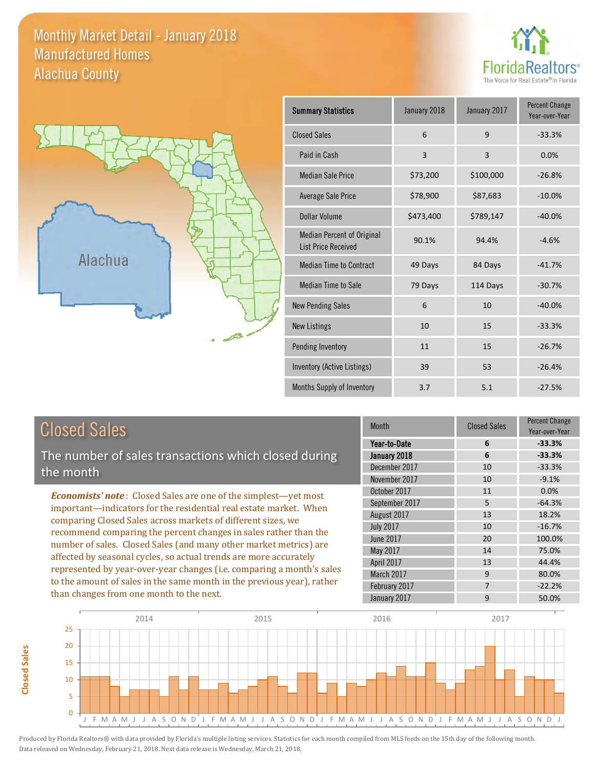# Monthly Market Detail - January 2018
## Manufactured Homes
## Alachua County

FloridaRealtors® The Voice for Real Estate® in Florida

Alachua

| Summary Statistics | January 2018 | January 2017 | Percent Change Year-over-Year |
|---|---|---|---|
| Closed Sales | 6 | 9 | -33.3% |
| Paid in Cash | 3 | 3 | 0.0% |
| Median Sale Price | $73,200 | $100,000 | -26.8% |
| Average Sale Price | $78,900 | $87,683 | -10.0% |
| Dollar Volume | $473,400 | $789,147 | -40.0% |
| Median Percent of Original List Price Received | 90.1% | 94.4% | -4.6% |
| Median Time to Contract | 49 Days | 84 Days | -41.7% |
| Median Time to Sale | 79 Days | 114 Days | -30.7% |
| New Pending Sales | 6 | 10 | -40.0% |
| New Listings | 10 | 15 | -33.3% |
| Pending Inventory | 11 | 15 | -26.7% |
| Inventory (Active Listings) | 39 | 53 | -26.4% |
| Months Supply of Inventory | 3.7 | 5.1 | -27.5% |

## Closed Sales

The number of sales transactions which closed during the month

*Economists' note*: Closed Sales are one of the simplest—yet most important—indicators for the residential real estate market. When comparing Closed Sales across markets of different sizes, we recommend comparing the percent changes in sales rather than the number of sales. Closed Sales (and many other market metrics) are affected by seasonal cycles, so actual trends are more accurately represented by year-over-year changes (i.e. comparing a month's sales to the amount of sales in the same month in the previous year), rather than changes from one month to the next.

| Month | Closed Sales | Percent Change Year-over-Year |
|---|---|---|
| **Year-to-Date** | **6** | **-33.3%** |
| **January 2018** | **6** | **-33.3%** |
| December 2017 | 10 | -33.3% |
| November 2017 | 10 | -9.1% |
| October 2017 | 11 | 0.0% |
| September 2017 | 5 | -64.3% |
| August 2017 | 13 | 18.2% |
| July 2017 | 10 | -16.7% |
| June 2017 | 20 | 100.0% |
| May 2017 | 14 | 75.0% |
| April 2017 | 13 | 44.4% |
| March 2017 | 9 | 80.0% |
| February 2017 | 7 | -22.2% |
| January 2017 | 9 | 50.0% |

Produced by Florida Realtors® with data provided by Florida's multiple listing services. Statistics for each month compiled from MLS feeds on the 15th day of the following month. Data released on Wednesday, February 21, 2018. Next data release is Wednesday, March 21, 2018.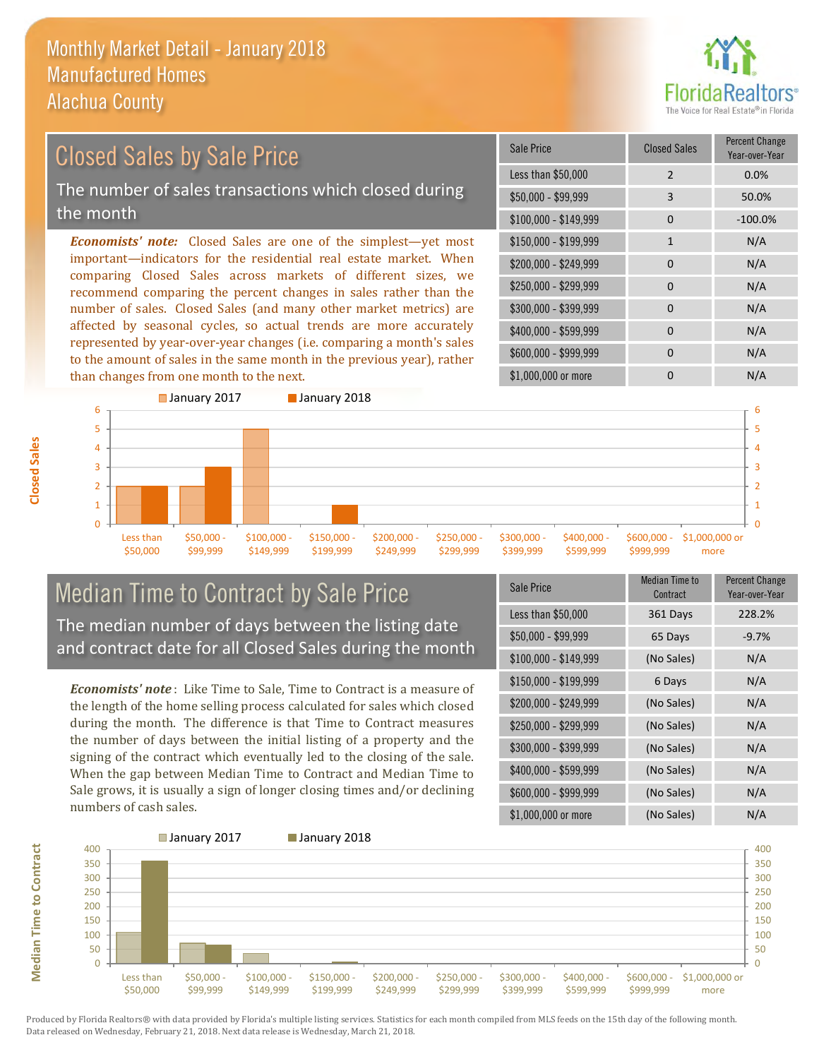# Monthly Market Detail - January 2018
## Manufactured Homes
## Alachua County

## Closed Sales by Sale Price

The number of sales transactions which closed during the month

***Economists' note:*** Closed Sales are one of the simplest—yet most important—indicators for the residential real estate market. When comparing Closed Sales across markets of different sizes, we recommend comparing the percent changes in sales rather than the number of sales. Closed Sales (and many other market metrics) are affected by seasonal cycles, so actual trends are more accurately represented by year-over-year changes (i.e. comparing a month's sales to the amount of sales in the same month in the previous year), rather than changes from one month to the next.

| Sale Price | Closed Sales | Percent Change Year-over-Year |
|---|---|---|
| Less than $50,000 | 2 | 0.0% |
| $50,000 - $99,999 | 3 | 50.0% |
| $100,000 - $149,999 | 0 | -100.0% |
| $150,000 - $199,999 | 1 | N/A |
| $200,000 - $249,999 | 0 | N/A |
| $250,000 - $299,999 | 0 | N/A |
| $300,000 - $399,999 | 0 | N/A |
| $400,000 - $599,999 | 0 | N/A |
| $600,000 - $999,999 | 0 | N/A |
| $1,000,000 or more | 0 | N/A |

## Median Time to Contract by Sale Price

The median number of days between the listing date and contract date for all Closed Sales during the month

***Economists' note***: Like Time to Sale, Time to Contract is a measure of the length of the home selling process calculated for sales which closed during the month. The difference is that Time to Contract measures the number of days between the initial listing of a property and the signing of the contract which eventually led to the closing of the sale. When the gap between Median Time to Contract and Median Time to Sale grows, it is usually a sign of longer closing times and/or declining numbers of cash sales.

| Sale Price | Median Time to Contract | Percent Change Year-over-Year |
|---|---|---|
| Less than $50,000 | 361 Days | 228.2% |
| $50,000 - $99,999 | 65 Days | -9.7% |
| $100,000 - $149,999 | (No Sales) | N/A |
| $150,000 - $199,999 | 6 Days | N/A |
| $200,000 - $249,999 | (No Sales) | N/A |
| $250,000 - $299,999 | (No Sales) | N/A |
| $300,000 - $399,999 | (No Sales) | N/A |
| $400,000 - $599,999 | (No Sales) | N/A |
| $600,000 - $999,999 | (No Sales) | N/A |
| $1,000,000 or more | (No Sales) | N/A |

Produced by Florida Realtors® with data provided by Florida's multiple listing services. Statistics for each month compiled from MLS feeds on the 15th day of the following month. Data released on Wednesday, February 21, 2018. Next data release is Wednesday, March 21, 2018.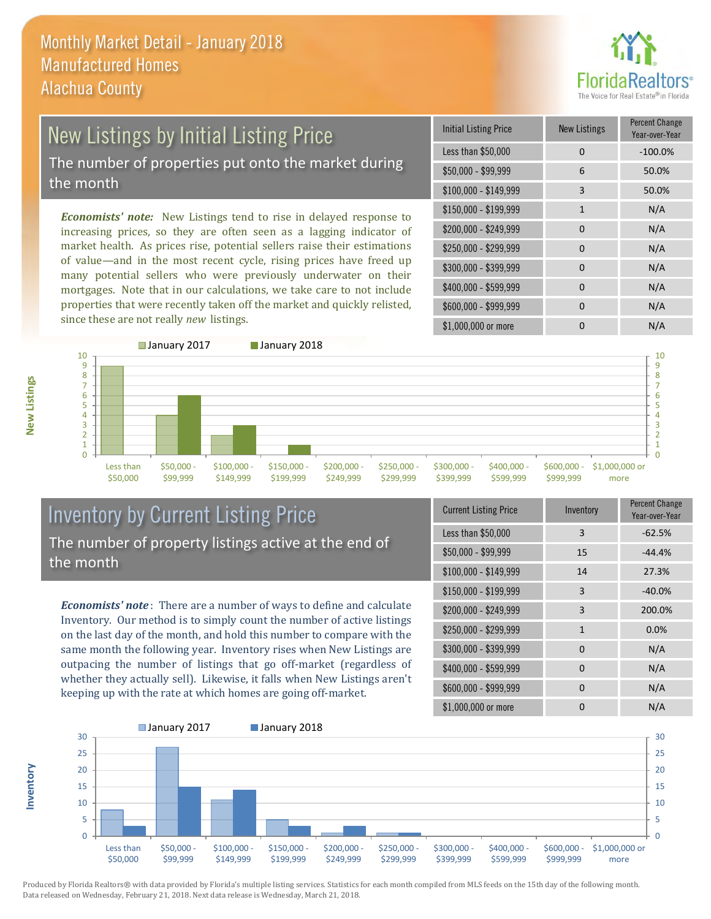# Monthly Market Detail - January 2018
## Manufactured Homes
## Alachua County

## New Listings by Initial Listing Price

The number of properties put onto the market during the month

*Economists' note:* New Listings tend to rise in delayed response to increasing prices, so they are often seen as a lagging indicator of market health. As prices rise, potential sellers raise their estimations of value—and in the most recent cycle, rising prices have freed up many potential sellers who were previously underwater on their mortgages. Note that in our calculations, we take care to not include properties that were recently taken off the market and quickly relisted, since these are not really *new* listings.

| Initial Listing Price | New Listings | Percent Change Year-over-Year |
|---|---|---|
| Less than $50,000 | 0 | -100.0% |
| $50,000 - $99,999 | 6 | 50.0% |
| $100,000 - $149,999 | 3 | 50.0% |
| $150,000 - $199,999 | 1 | N/A |
| $200,000 - $249,999 | 0 | N/A |
| $250,000 - $299,999 | 0 | N/A |
| $300,000 - $399,999 | 0 | N/A |
| $400,000 - $599,999 | 0 | N/A |
| $600,000 - $999,999 | 0 | N/A |
| $1,000,000 or more | 0 | N/A |

## Inventory by Current Listing Price

The number of property listings active at the end of the month

*Economists' note*: There are a number of ways to define and calculate Inventory. Our method is to simply count the number of active listings on the last day of the month, and hold this number to compare with the same month the following year. Inventory rises when New Listings are outpacing the number of listings that go off-market (regardless of whether they actually sell). Likewise, it falls when New Listings aren't keeping up with the rate at which homes are going off-market.

| Current Listing Price | Inventory | Percent Change Year-over-Year |
|---|---|---|
| Less than $50,000 | 3 | -62.5% |
| $50,000 - $99,999 | 15 | -44.4% |
| $100,000 - $149,999 | 14 | 27.3% |
| $150,000 - $199,999 | 3 | -40.0% |
| $200,000 - $249,999 | 3 | 200.0% |
| $250,000 - $299,999 | 1 | 0.0% |
| $300,000 - $399,999 | 0 | N/A |
| $400,000 - $599,999 | 0 | N/A |
| $600,000 - $999,999 | 0 | N/A |
| $1,000,000 or more | 0 | N/A |

Produced by Florida Realtors® with data provided by Florida's multiple listing services. Statistics for each month compiled from MLS feeds on the 15th day of the following month. Data released on Wednesday, February 21, 2018. Next data release is Wednesday, March 21, 2018.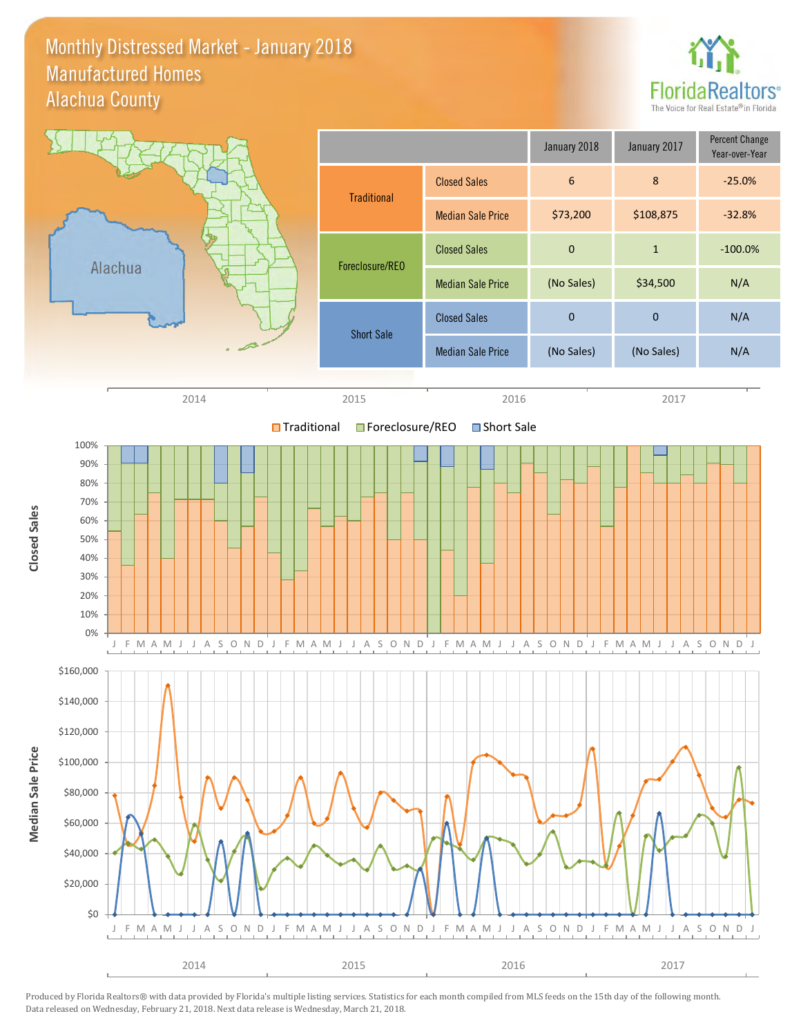# Monthly Distressed Market - January 2018
## Manufactured Homes
## Alachua County

FloridaRealtors®
The Voice for Real Estate® in Florida

Alachua

| | | January 2018 | January 2017 | Percent Change Year-over-Year |
|---|---|---|---|---|
| Traditional | Closed Sales | 6 | 8 | -25.0% |
| | Median Sale Price | $73,200 | $108,875 | -32.8% |
| Foreclosure/REO | Closed Sales | 0 | 1 | -100.0% |
| | Median Sale Price | (No Sales) | $34,500 | N/A |
| Short Sale | Closed Sales | 0 | 0 | N/A |
| | Median Sale Price | (No Sales) | (No Sales) | N/A |

2014 2015 2016 2017

Traditional Foreclosure/REO Short Sale

Closed Sales

100% 90% 80% 70% 60% 50% 40% 30% 20% 10% 0%

J F M A M J J A S O N D J F M A M J J A S O N D J F M A M J J A S O N D J F M A M J J A S O N D J

Median Sale Price

$160,000 $140,000 $120,000 $100,000 $80,000 $60,000 $40,000 $20,000 $0

J F M A M J J A S O N D J F M A M J J A S O N D J F M A M J J A S O N D J F M A M J J A S O N D J

2014 2015 2016 2017

Produced by Florida Realtors® with data provided by Florida's multiple listing services. Statistics for each month compiled from MLS feeds on the 15th day of the following month.
Data released on Wednesday, February 21, 2018. Next data release is Wednesday, March 21, 2018.